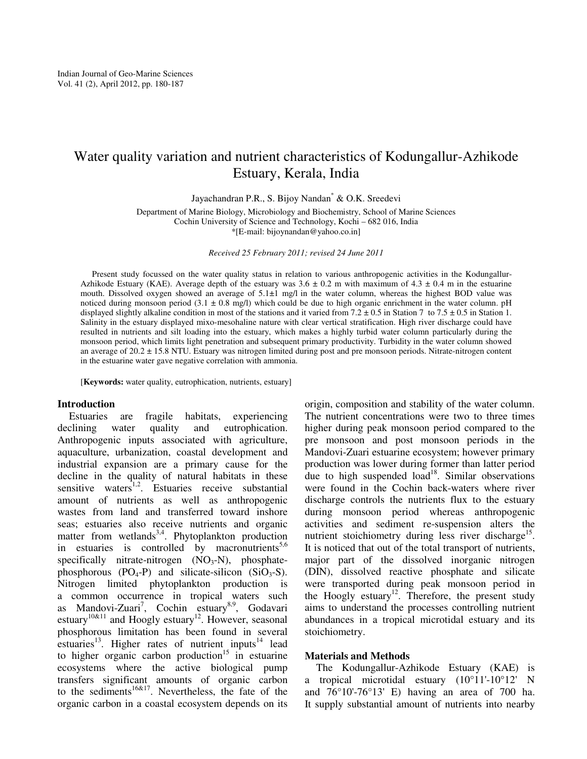# Water quality variation and nutrient characteristics of Kodungallur-Azhikode Estuary, Kerala, India

Jayachandran P.R., S. Bijoy Nandan* & O.K. Sreedevi

Department of Marine Biology, Microbiology and Biochemistry, School of Marine Sciences
Cochin University of Science and Technology, Kochi – 682 016, India
*[E-mail: bijoynandan@yahoo.co.in]

*Received 25 February 2011; revised 24 June 2011*

Present study focussed on the water quality status in relation to various anthropogenic activities in the Kodungallur-Azhikode Estuary (KAE). Average depth of the estuary was 3.6 ± 0.2 m with maximum of 4.3 ± 0.4 m in the estuarine mouth. Dissolved oxygen showed an average of 5.1±1 mg/l in the water column, whereas the highest BOD value was noticed during monsoon period (3.1 ± 0.8 mg/l) which could be due to high organic enrichment in the water column. pH displayed slightly alkaline condition in most of the stations and it varied from 7.2 ± 0.5 in Station 7 to 7.5 ± 0.5 in Station 1. Salinity in the estuary displayed mixo-mesohaline nature with clear vertical stratification. High river discharge could have resulted in nutrients and silt loading into the estuary, which makes a highly turbid water column particularly during the monsoon period, which limits light penetration and subsequent primary productivity. Turbidity in the water column showed an average of 20.2 ± 15.8 NTU. Estuary was nitrogen limited during post and pre monsoon periods. Nitrate-nitrogen content in the estuarine water gave negative correlation with ammonia.

[**Keywords:** water quality, eutrophication, nutrients, estuary]

## Introduction

Estuaries are fragile habitats, experiencing declining water quality and eutrophication. Anthropogenic inputs associated with agriculture, aquaculture, urbanization, coastal development and industrial expansion are a primary cause for the decline in the quality of natural habitats in these sensitive waters[1,2]. Estuaries receive substantial amount of nutrients as well as anthropogenic wastes from land and transferred toward inshore seas; estuaries also receive nutrients and organic matter from wetlands[3,4]. Phytoplankton production in estuaries is controlled by macronutrients[5,6] specifically nitrate-nitrogen ($NO_3$-N), phosphate-phosphorous ($PO_4$-P) and silicate-silicon ($SiO_3$-S). Nitrogen limited phytoplankton production is a common occurrence in tropical waters such as Mandovi-Zuari[7], Cochin estuary[8,9], Godavari estuary[10&11] and Hoogly estuary[12]. However, seasonal phosphorous limitation has been found in several estuaries[13]. Higher rates of nutrient inputs[14] lead to higher organic carbon production[15] in estuarine ecosystems where the active biological pump transfers significant amounts of organic carbon to the sediments[16&17]. Nevertheless, the fate of the organic carbon in a coastal ecosystem depends on its origin, composition and stability of the water column. The nutrient concentrations were two to three times higher during peak monsoon period compared to the pre monsoon and post monsoon periods in the Mandovi-Zuari estuarine ecosystem; however primary production was lower during former than latter period due to high suspended load[18]. Similar observations were found in the Cochin back-waters where river discharge controls the nutrients flux to the estuary during monsoon period whereas anthropogenic activities and sediment re-suspension alters the nutrient stoichiometry during less river discharge[15]. It is noticed that out of the total transport of nutrients, major part of the dissolved inorganic nitrogen (DIN), dissolved reactive phosphate and silicate were transported during peak monsoon period in the Hoogly estuary[12]. Therefore, the present study aims to understand the processes controlling nutrient abundances in a tropical microtidal estuary and its stoichiometry.

## Materials and Methods

The Kodungallur-Azhikode Estuary (KAE) is a tropical microtidal estuary (10°11'-10°12' N and 76°10'-76°13' E) having an area of 700 ha. It supply substantial amount of nutrients into nearby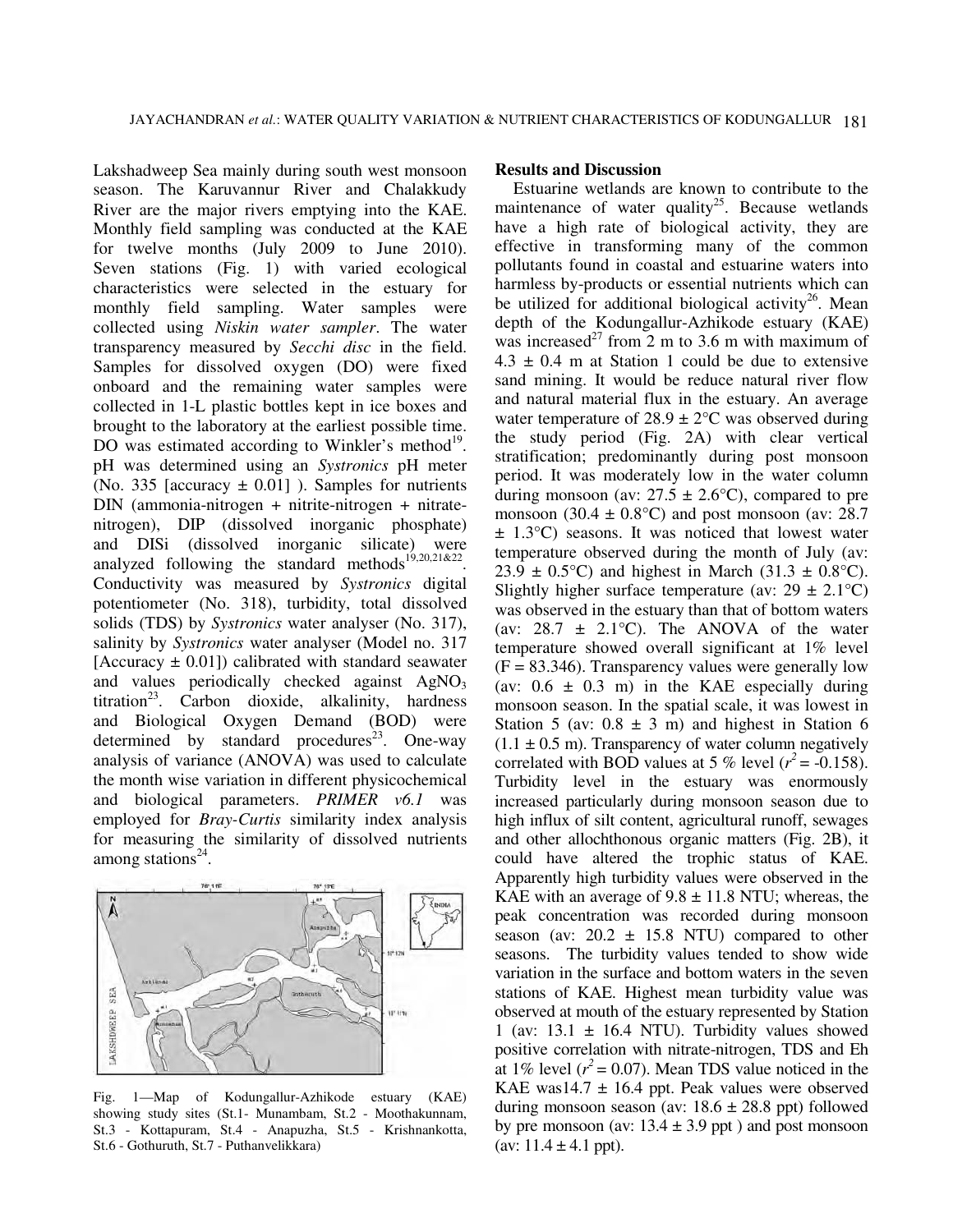Lakshadweep Sea mainly during south west monsoon season. The Karuvannur River and Chalakkudy River are the major rivers emptying into the KAE. Monthly field sampling was conducted at the KAE for twelve months (July 2009 to June 2010). Seven stations (Fig. 1) with varied ecological characteristics were selected in the estuary for monthly field sampling. Water samples were collected using *Niskin water sampler*. The water transparency measured by *Secchi disc* in the field. Samples for dissolved oxygen (DO) were fixed onboard and the remaining water samples were collected in 1-L plastic bottles kept in ice boxes and brought to the laboratory at the earliest possible time. DO was estimated according to Winkler's method[19]. pH was determined using an *Systronics* pH meter (No. 335 [accuracy ± 0.01] ). Samples for nutrients DIN (ammonia-nitrogen + nitrite-nitrogen + nitrate-nitrogen), DIP (dissolved inorganic phosphate) and DISi (dissolved inorganic silicate) were analyzed following the standard methods[19,20,21&22]. Conductivity was measured by *Systronics* digital potentiometer (No. 318), turbidity, total dissolved solids (TDS) by *Systronics* water analyser (No. 317), salinity by *Systronics* water analyser (Model no. 317 [Accuracy ± 0.01]) calibrated with standard seawater and values periodically checked against $AgNO_3$ titration[23]. Carbon dioxide, alkalinity, hardness and Biological Oxygen Demand (BOD) were determined by standard procedures[23]. One-way analysis of variance (ANOVA) was used to calculate the month wise variation in different physicochemical and biological parameters. *PRIMER v6.1* was employed for *Bray-Curtis* similarity index analysis for measuring the similarity of dissolved nutrients among stations[24].

Fig. 1—Map of Kodungallur-Azhikode estuary (KAE) showing study sites (St.1- Munambam, St.2 - Moothakunnam, St.3 - Kottapuram, St.4 - Anapuzha, St.5 - Krishnankotta, St.6 - Gothuruth, St.7 - Puthanvelikkara)

## Results and Discussion

Estuarine wetlands are known to contribute to the maintenance of water quality[25]. Because wetlands have a high rate of biological activity, they are effective in transforming many of the common pollutants found in coastal and estuarine waters into harmless by-products or essential nutrients which can be utilized for additional biological activity[26]. Mean depth of the Kodungallur-Azhikode estuary (KAE) was increased[27] from 2 m to 3.6 m with maximum of 4.3 ± 0.4 m at Station 1 could be due to extensive sand mining. It would be reduce natural river flow and natural material flux in the estuary. An average water temperature of 28.9 ± 2°C was observed during the study period (Fig. 2A) with clear vertical stratification; predominantly during post monsoon period. It was moderately low in the water column during monsoon (av: 27.5 ± 2.6°C), compared to pre monsoon (30.4 ± 0.8°C) and post monsoon (av: 28.7 ± 1.3°C) seasons. It was noticed that lowest water temperature observed during the month of July (av: 23.9 ± 0.5°C) and highest in March (31.3 ± 0.8°C). Slightly higher surface temperature (av: 29 ± 2.1°C) was observed in the estuary than that of bottom waters (av: 28.7 ± 2.1°C). The ANOVA of the water temperature showed overall significant at 1% level ($F = 83.346$). Transparency values were generally low (av: 0.6 ± 0.3 m) in the KAE especially during monsoon season. In the spatial scale, it was lowest in Station 5 (av: 0.8 ± 3 m) and highest in Station 6 (1.1 ± 0.5 m). Transparency of water column negatively correlated with BOD values at 5 % level ($r^2 = -0.158$). Turbidity level in the estuary was enormously increased particularly during monsoon season due to high influx of silt content, agricultural runoff, sewages and other allochthonous organic matters (Fig. 2B), it could have altered the trophic status of KAE. Apparently high turbidity values were observed in the KAE with an average of 9.8 ± 11.8 NTU; whereas, the peak concentration was recorded during monsoon season (av: 20.2 ± 15.8 NTU) compared to other seasons. The turbidity values tended to show wide variation in the surface and bottom waters in the seven stations of KAE. Highest mean turbidity value was observed at mouth of the estuary represented by Station 1 (av: 13.1 ± 16.4 NTU). Turbidity values showed positive correlation with nitrate-nitrogen, TDS and Eh at 1% level ($r^2 = 0.07$). Mean TDS value noticed in the KAE was14.7 ± 16.4 ppt. Peak values were observed during monsoon season (av: 18.6 ± 28.8 ppt) followed by pre monsoon (av: 13.4 ± 3.9 ppt ) and post monsoon (av: 11.4 ± 4.1 ppt).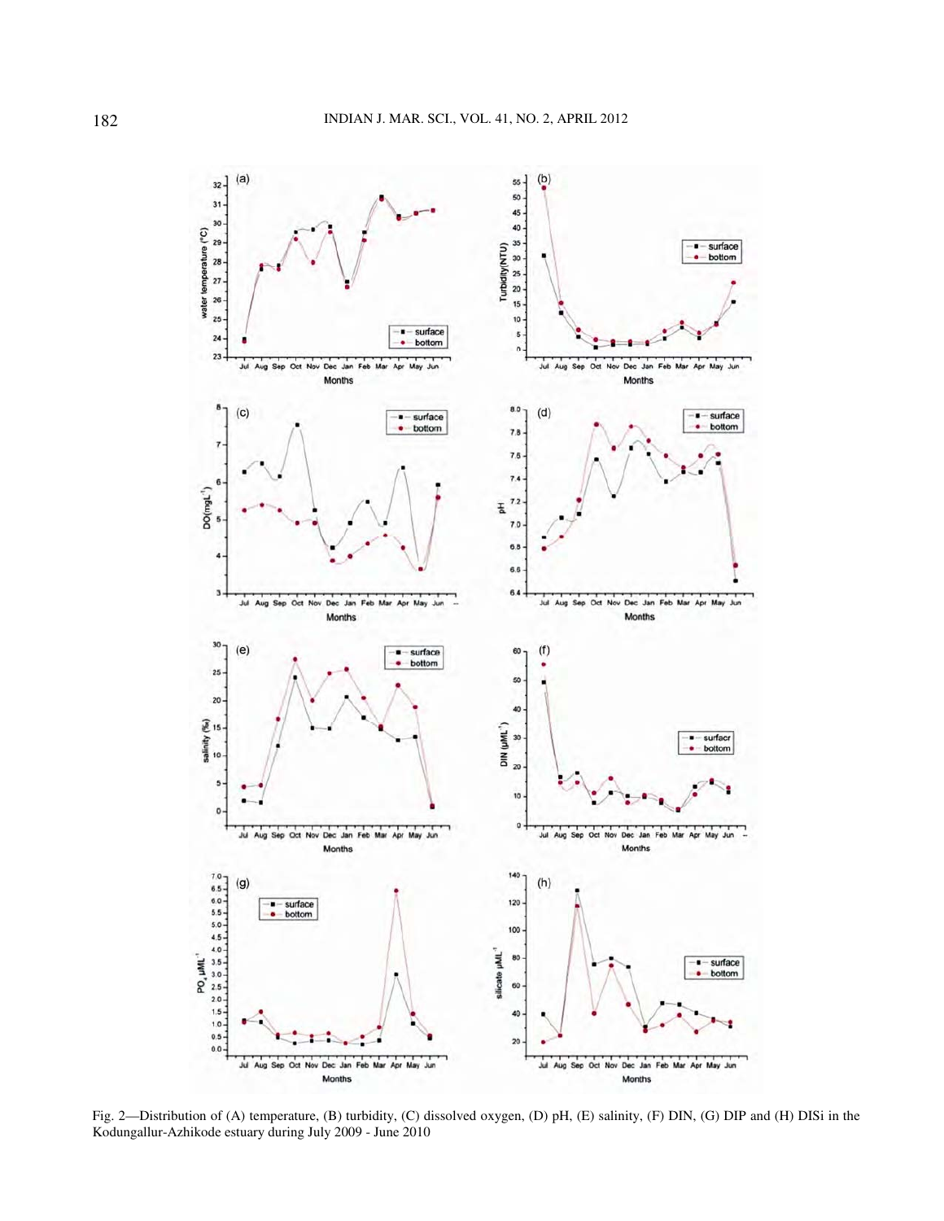Fig. 2—Distribution of (A) temperature, (B) turbidity, (C) dissolved oxygen, (D) pH, (E) salinity, (F) DIN, (G) DIP and (H) DISi in the Kodungallur-Azhikode estuary during July 2009 - June 2010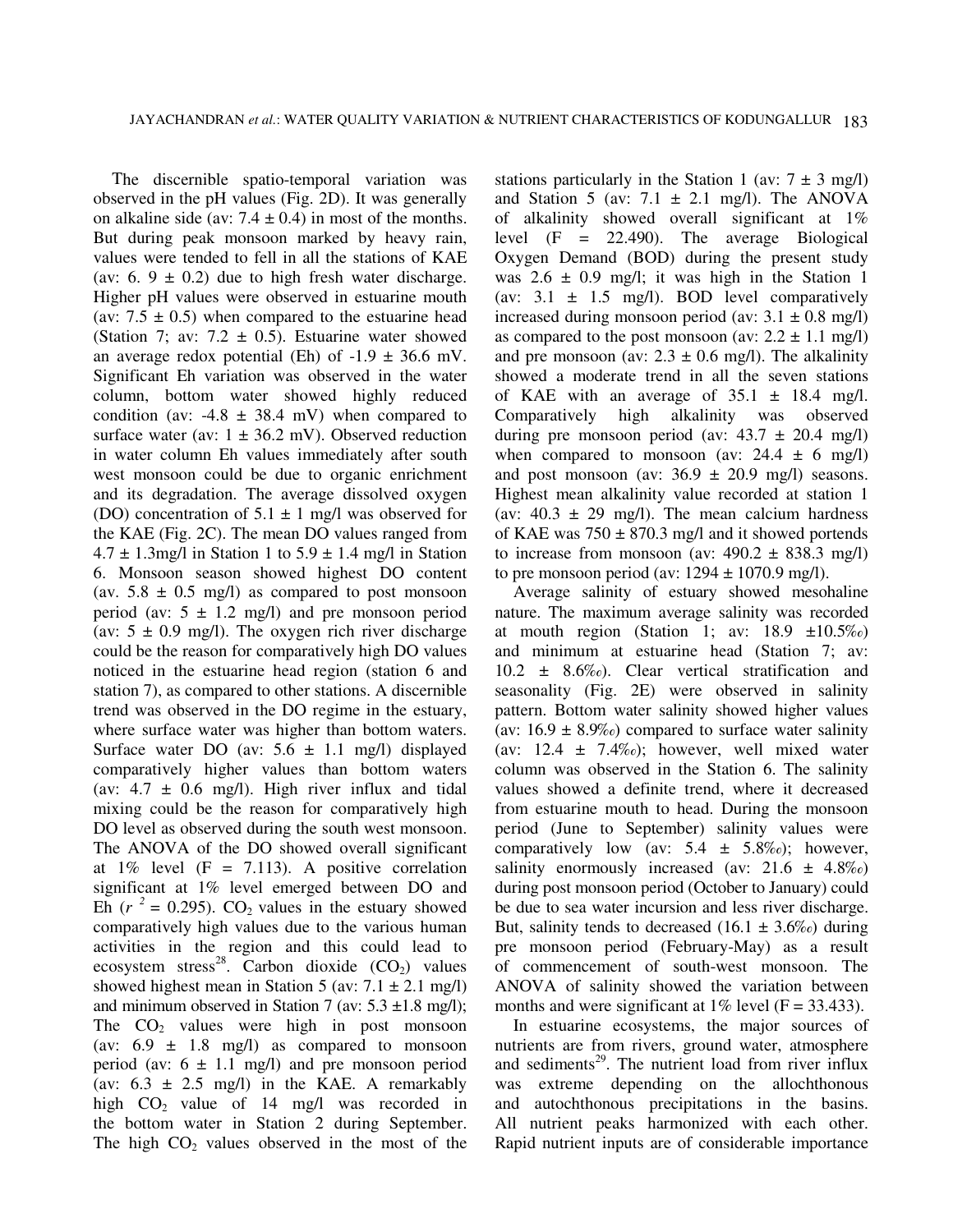The discernible spatio-temporal variation was observed in the pH values (Fig. 2D). It was generally on alkaline side (av: 7.4 ± 0.4) in most of the months. But during peak monsoon marked by heavy rain, values were tended to fell in all the stations of KAE (av: 6. 9 ± 0.2) due to high fresh water discharge. Higher pH values were observed in estuarine mouth (av: 7.5 ± 0.5) when compared to the estuarine head (Station 7; av: 7.2 ± 0.5). Estuarine water showed an average redox potential (Eh) of -1.9 ± 36.6 mV. Significant Eh variation was observed in the water column, bottom water showed highly reduced condition (av: -4.8 ± 38.4 mV) when compared to surface water (av: 1 ± 36.2 mV). Observed reduction in water column Eh values immediately after south west monsoon could be due to organic enrichment and its degradation. The average dissolved oxygen (DO) concentration of 5.1 ± 1 mg/l was observed for the KAE (Fig. 2C). The mean DO values ranged from 4.7 ± 1.3mg/l in Station 1 to 5.9 ± 1.4 mg/l in Station 6. Monsoon season showed highest DO content (av. 5.8 ± 0.5 mg/l) as compared to post monsoon period (av: 5 ± 1.2 mg/l) and pre monsoon period (av: 5 ± 0.9 mg/l). The oxygen rich river discharge could be the reason for comparatively high DO values noticed in the estuarine head region (station 6 and station 7), as compared to other stations. A discernible trend was observed in the DO regime in the estuary, where surface water was higher than bottom waters. Surface water DO (av: 5.6 ± 1.1 mg/l) displayed comparatively higher values than bottom waters (av: 4.7 ± 0.6 mg/l). High river influx and tidal mixing could be the reason for comparatively high DO level as observed during the south west monsoon. The ANOVA of the DO showed overall significant at 1% level (F = 7.113). A positive correlation significant at 1% level emerged between DO and Eh ($r^2$ = 0.295). $CO_2$ values in the estuary showed comparatively high values due to the various human activities in the region and this could lead to ecosystem stress[28]. Carbon dioxide ($CO_2$) values showed highest mean in Station 5 (av: 7.1 ± 2.1 mg/l) and minimum observed in Station 7 (av: 5.3 ±1.8 mg/l); The $CO_2$ values were high in post monsoon (av: 6.9 ± 1.8 mg/l) as compared to monsoon period (av: 6 ± 1.1 mg/l) and pre monsoon period (av: 6.3 ± 2.5 mg/l) in the KAE. A remarkably high $CO_2$ value of 14 mg/l was recorded in the bottom water in Station 2 during September. The high $CO_2$ values observed in the most of the stations particularly in the Station 1 (av: 7 ± 3 mg/l) and Station 5 (av: 7.1 ± 2.1 mg/l). The ANOVA of alkalinity showed overall significant at 1% level (F = 22.490). The average Biological Oxygen Demand (BOD) during the present study was 2.6 ± 0.9 mg/l; it was high in the Station 1 (av: 3.1 ± 1.5 mg/l). BOD level comparatively increased during monsoon period (av: 3.1 ± 0.8 mg/l) as compared to the post monsoon (av: 2.2 ± 1.1 mg/l) and pre monsoon (av: 2.3 ± 0.6 mg/l). The alkalinity showed a moderate trend in all the seven stations of KAE with an average of 35.1 ± 18.4 mg/l. Comparatively high alkalinity was observed during pre monsoon period (av: 43.7 ± 20.4 mg/l) when compared to monsoon (av: 24.4 ± 6 mg/l) and post monsoon (av: 36.9 ± 20.9 mg/l) seasons. Highest mean alkalinity value recorded at station 1 (av: 40.3 ± 29 mg/l). The mean calcium hardness of KAE was 750 ± 870.3 mg/l and it showed portends to increase from monsoon (av: 490.2 ± 838.3 mg/l) to pre monsoon period (av: 1294 ± 1070.9 mg/l).

Average salinity of estuary showed mesohaline nature. The maximum average salinity was recorded at mouth region (Station 1; av: 18.9 ±10.5‰) and minimum at estuarine head (Station 7; av: 10.2 ± 8.6‰). Clear vertical stratification and seasonality (Fig. 2E) were observed in salinity pattern. Bottom water salinity showed higher values (av: 16.9 ± 8.9‰) compared to surface water salinity (av: 12.4 ± 7.4‰); however, well mixed water column was observed in the Station 6. The salinity values showed a definite trend, where it decreased from estuarine mouth to head. During the monsoon period (June to September) salinity values were comparatively low (av: 5.4 ± 5.8‰); however, salinity enormously increased (av: 21.6 ± 4.8‰) during post monsoon period (October to January) could be due to sea water incursion and less river discharge. But, salinity tends to decreased (16.1 ± 3.6‰) during pre monsoon period (February-May) as a result of commencement of south-west monsoon. The ANOVA of salinity showed the variation between months and were significant at 1% level (F = 33.433).

In estuarine ecosystems, the major sources of nutrients are from rivers, ground water, atmosphere and sediments[29]. The nutrient load from river influx was extreme depending on the allochthonous and autochthonous precipitations in the basins. All nutrient peaks harmonized with each other. Rapid nutrient inputs are of considerable importance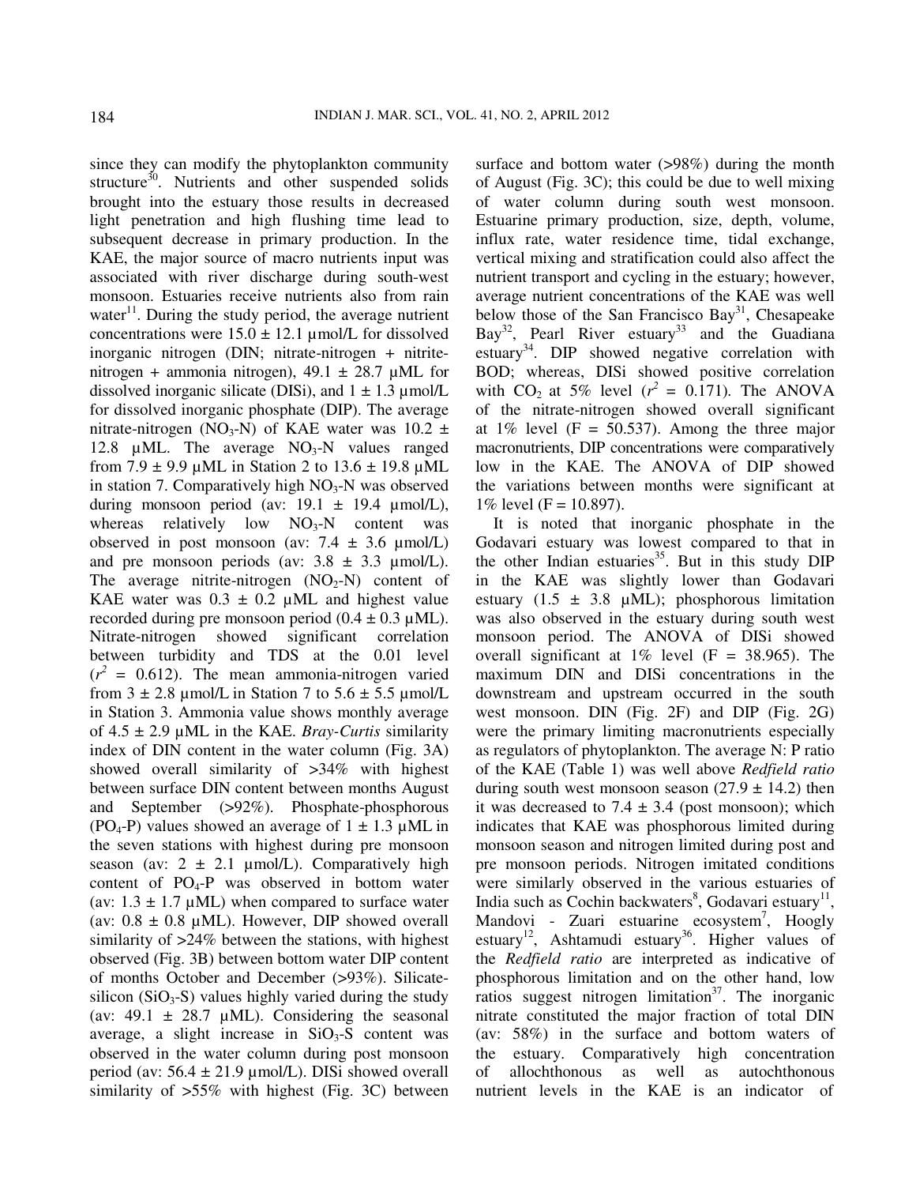since they can modify the phytoplankton community structure[30]. Nutrients and other suspended solids brought into the estuary those results in decreased light penetration and high flushing time lead to subsequent decrease in primary production. In the KAE, the major source of macro nutrients input was associated with river discharge during south-west monsoon. Estuaries receive nutrients also from rain water[11]. During the study period, the average nutrient concentrations were 15.0 ± 12.1 µmol/L for dissolved inorganic nitrogen (DIN; nitrate-nitrogen + nitrite-nitrogen + ammonia nitrogen), 49.1 ± 28.7 µML for dissolved inorganic silicate (DISi), and 1 ± 1.3 µmol/L for dissolved inorganic phosphate (DIP). The average nitrate-nitrogen ($NO_3$-N) of KAE water was 10.2 ± 12.8 µML. The average $NO_3$-N values ranged from 7.9 ± 9.9 µML in Station 2 to 13.6 ± 19.8 µML in station 7. Comparatively high $NO_3$-N was observed during monsoon period (av: 19.1 ± 19.4 µmol/L), whereas relatively low $NO_3$-N content was observed in post monsoon (av: 7.4 ± 3.6 µmol/L) and pre monsoon periods (av: 3.8 ± 3.3 µmol/L). The average nitrite-nitrogen ($NO_2$-N) content of KAE water was 0.3 ± 0.2 µML and highest value recorded during pre monsoon period (0.4 ± 0.3 µML). Nitrate-nitrogen showed significant correlation between turbidity and TDS at the 0.01 level ($r^2$ = 0.612). The mean ammonia-nitrogen varied from 3 ± 2.8 µmol/L in Station 7 to 5.6 ± 5.5 µmol/L in Station 3. Ammonia value shows monthly average of 4.5 ± 2.9 µML in the KAE. *Bray-Curtis* similarity index of DIN content in the water column (Fig. 3A) showed overall similarity of >34% with highest between surface DIN content between months August and September (>92%). Phosphate-phosphorous ($PO_4$-P) values showed an average of 1 ± 1.3 µML in the seven stations with highest during pre monsoon season (av: 2 ± 2.1 µmol/L). Comparatively high content of $PO_4$-P was observed in bottom water (av: 1.3 ± 1.7 µML) when compared to surface water (av: 0.8 ± 0.8 µML). However, DIP showed overall similarity of >24% between the stations, with highest observed (Fig. 3B) between bottom water DIP content of months October and December (>93%). Silicate-silicon ($SiO_3$-S) values highly varied during the study (av: 49.1 ± 28.7 µML). Considering the seasonal average, a slight increase in $SiO_3$-S content was observed in the water column during post monsoon period (av: 56.4 ± 21.9 µmol/L). DISi showed overall similarity of >55% with highest (Fig. 3C) between surface and bottom water (>98%) during the month of August (Fig. 3C); this could be due to well mixing of water column during south west monsoon. Estuarine primary production, size, depth, volume, influx rate, water residence time, tidal exchange, vertical mixing and stratification could also affect the nutrient transport and cycling in the estuary; however, average nutrient concentrations of the KAE was well below those of the San Francisco Bay[31], Chesapeake Bay[32], Pearl River estuary[33] and the Guadiana estuary[34]. DIP showed negative correlation with BOD; whereas, DISi showed positive correlation with $CO_2$ at 5% level ($r^2$ = 0.171). The ANOVA of the nitrate-nitrogen showed overall significant at 1% level (F = 50.537). Among the three major macronutrients, DIP concentrations were comparatively low in the KAE. The ANOVA of DIP showed the variations between months were significant at 1% level (F = 10.897).

It is noted that inorganic phosphate in the Godavari estuary was lowest compared to that in the other Indian estuaries[35]. But in this study DIP in the KAE was slightly lower than Godavari estuary (1.5 ± 3.8 µML); phosphorous limitation was also observed in the estuary during south west monsoon period. The ANOVA of DISi showed overall significant at 1% level (F = 38.965). The maximum DIN and DISi concentrations in the downstream and upstream occurred in the south west monsoon. DIN (Fig. 2F) and DIP (Fig. 2G) were the primary limiting macronutrients especially as regulators of phytoplankton. The average N: P ratio of the KAE (Table 1) was well above *Redfield ratio* during south west monsoon season (27.9 ± 14.2) then it was decreased to 7.4 ± 3.4 (post monsoon); which indicates that KAE was phosphorous limited during monsoon season and nitrogen limited during post and pre monsoon periods. Nitrogen imitated conditions were similarly observed in the various estuaries of India such as Cochin backwaters[8], Godavari estuary[11], Mandovi - Zuari estuarine ecosystem[7], Hoogly estuary[12], Ashtamudi estuary[36]. Higher values of the *Redfield ratio* are interpreted as indicative of phosphorous limitation and on the other hand, low ratios suggest nitrogen limitation[37]. The inorganic nitrate constituted the major fraction of total DIN (av: 58%) in the surface and bottom waters of the estuary. Comparatively high concentration of allochthonous as well as autochthonous nutrient levels in the KAE is an indicator of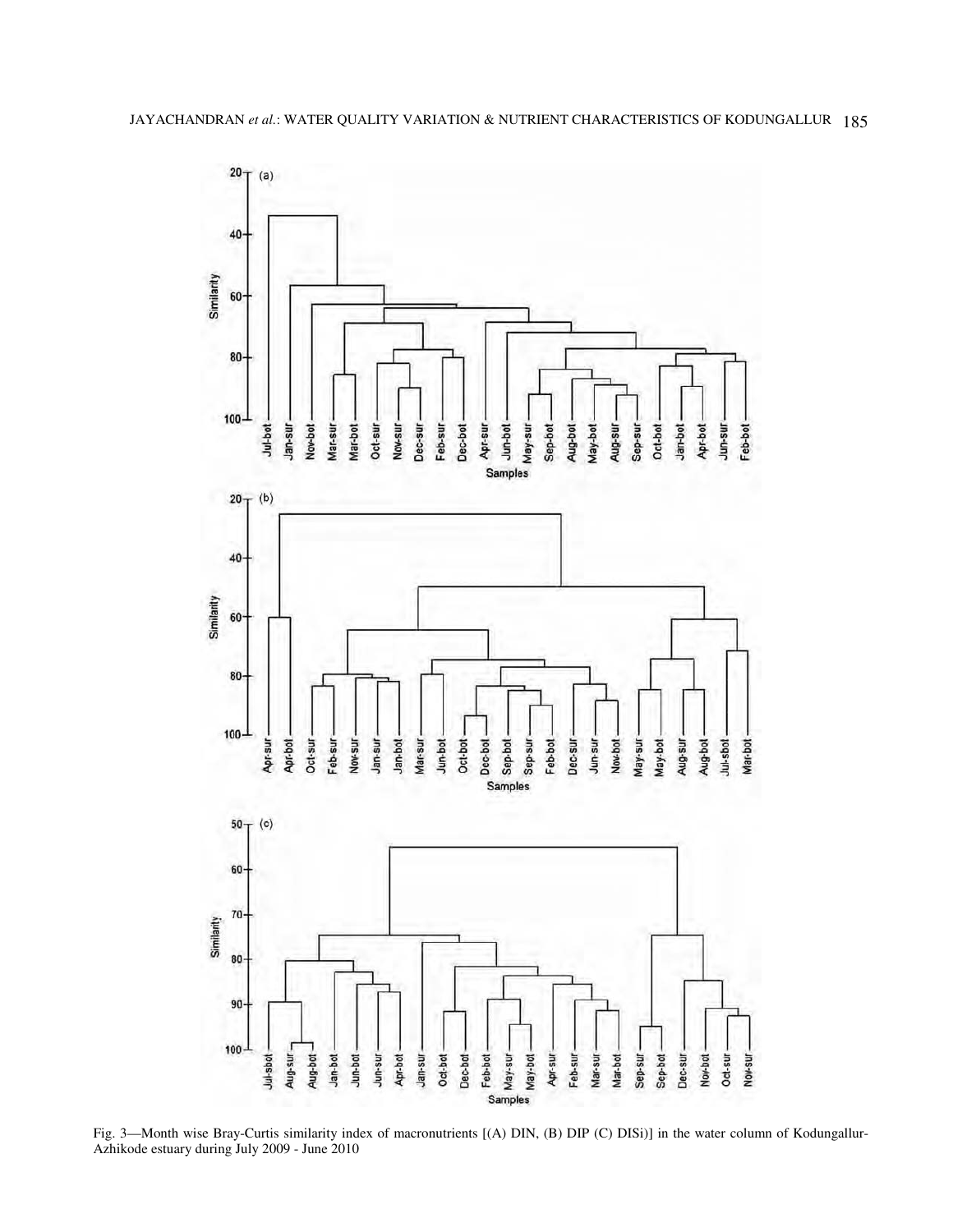Fig. 3—Month wise Bray-Curtis similarity index of macronutrients [(A) DIN, (B) DIP (C) DISi)] in the water column of Kodungallur-Azhikode estuary during July 2009 - June 2010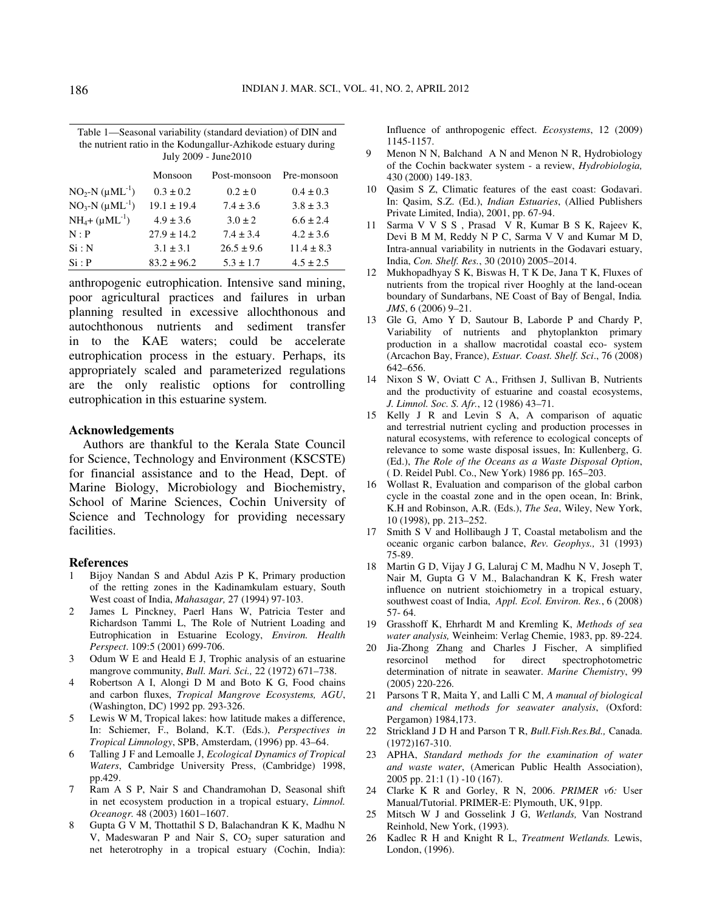Table 1—Seasonal variability (standard deviation) of DIN and the nutrient ratio in the Kodungallur-Azhikode estuary during July 2009 - June2010

| | Monsoon | Post-monsoon | Pre-monsoon |
|---|---|---|---|
| $NO_2$-N ($\mu ML^{-1}$) | 0.3 ± 0.2 | 0.2 ± 0 | 0.4 ± 0.3 |
| $NO_3$-N ($\mu ML^{-1}$) | 19.1 ± 19.4 | 7.4 ± 3.6 | 3.8 ± 3.3 |
| $NH_4$+ ($\mu ML^{-1}$) | 4.9 ± 3.6 | 3.0 ± 2 | 6.6 ± 2.4 |
| N : P | 27.9 ± 14.2 | 7.4 ± 3.4 | 4.2 ± 3.6 |
| Si : N | 3.1 ± 3.1 | 26.5 ± 9.6 | 11.4 ± 8.3 |
| Si : P | 83.2 ± 96.2 | 5.3 ± 1.7 | 4.5 ± 2.5 |

anthropogenic eutrophication. Intensive sand mining, poor agricultural practices and failures in urban planning resulted in excessive allochthonous and autochthonous nutrients and sediment transfer in to the KAE waters; could be accelerate eutrophication process in the estuary. Perhaps, its appropriately scaled and parameterized regulations are the only realistic options for controlling eutrophication in this estuarine system.

## Acknowledgements

Authors are thankful to the Kerala State Council for Science, Technology and Environment (KSCSTE) for financial assistance and to the Head, Dept. of Marine Biology, Microbiology and Biochemistry, School of Marine Sciences, Cochin University of Science and Technology for providing necessary facilities.

## References

1. Bijoy Nandan S and Abdul Azis P K, Primary production of the retting zones in the Kadinamkulam estuary, South West coast of India, *Mahasagar,* 27 (1994) 97-103.
2. James L Pinckney, Paerl Hans W, Patricia Tester and Richardson Tammi L, The Role of Nutrient Loading and Eutrophication in Estuarine Ecology, *Environ. Health Perspect*. 109:5 (2001) 699-706.
3. Odum W E and Heald E J, Trophic analysis of an estuarine mangrove community, *Bull. Mari. Sci.,* 22 (1972) 671–738.
4. Robertson A I, Alongi D M and Boto K G, Food chains and carbon fluxes, *Tropical Mangrove Ecosystems, AGU*, (Washington, DC) 1992 pp. 293-326.
5. Lewis W M, Tropical lakes: how latitude makes a difference, In: Schiemer, F., Boland, K.T. (Eds.), *Perspectives in Tropical Limnology*, SPB, Amsterdam, (1996) pp. 43–64.
6. Talling J F and Lemoalle J, *Ecological Dynamics of Tropical Waters*, Cambridge University Press, (Cambridge) 1998, pp.429.
7. Ram A S P, Nair S and Chandramohan D, Seasonal shift in net ecosystem production in a tropical estuary, *Limnol. Oceanogr.* 48 (2003) 1601–1607.
8. Gupta G V M, Thottathil S D, Balachandran K K, Madhu N V, Madeswaran P and Nair S, $CO_2$ super saturation and net heterotrophy in a tropical estuary (Cochin, India): Influence of anthropogenic effect. *Ecosystems*, 12 (2009) 1145-1157.
9. Menon N N, Balchand A N and Menon N R, Hydrobiology of the Cochin backwater system - a review, *Hydrobiologia,* 430 (2000) 149-183.
10. Qasim S Z, Climatic features of the east coast: Godavari. In: Qasim, S.Z. (Ed.), *Indian Estuaries*, (Allied Publishers Private Limited, India), 2001, pp. 67-94.
11. Sarma V V S S , Prasad V R, Kumar B S K, Rajeev K, Devi B M M, Reddy N P C, Sarma V V and Kumar M D, Intra-annual variability in nutrients in the Godavari estuary, India, *Con. Shelf. Res.*, 30 (2010) 2005–2014.
12. Mukhopadhyay S K, Biswas H, T K De, Jana T K, Fluxes of nutrients from the tropical river Hooghly at the land-ocean boundary of Sundarbans, NE Coast of Bay of Bengal, India. *JMS*, 6 (2006) 9–21.
13. Gle G, Amo Y D, Sautour B, Laborde P and Chardy P, Variability of nutrients and phytoplankton primary production in a shallow macrotidal coastal eco- system (Arcachon Bay, France), *Estuar. Coast. Shelf. Sci*., 76 (2008) 642–656.
14. Nixon S W, Oviatt C A., Frithsen J, Sullivan B, Nutrients and the productivity of estuarine and coastal ecosystems, *J. Limnol. Soc. S. Afr.*, 12 (1986) 43–71.
15. Kelly J R and Levin S A, A comparison of aquatic and terrestrial nutrient cycling and production processes in natural ecosystems, with reference to ecological concepts of relevance to some waste disposal issues, In: Kullenberg, G. (Ed.), *The Role of the Oceans as a Waste Disposal Option*, ( D. Reidel Publ. Co., New York) 1986 pp. 165–203.
16. Wollast R, Evaluation and comparison of the global carbon cycle in the coastal zone and in the open ocean, In: Brink, K.H and Robinson, A.R. (Eds.), *The Sea*, Wiley, New York, 10 (1998), pp. 213–252.
17. Smith S V and Hollibaugh J T, Coastal metabolism and the oceanic organic carbon balance, *Rev. Geophys.,* 31 (1993) 75-89.
18. Martin G D, Vijay J G, Laluraj C M, Madhu N V, Joseph T, Nair M, Gupta G V M., Balachandran K K, Fresh water influence on nutrient stoichiometry in a tropical estuary, southwest coast of India, *Appl. Ecol. Environ. Res.*, 6 (2008) 57- 64.
19. Grasshoff K, Ehrhardt M and Kremling K, *Methods of sea water analysis,* Weinheim: Verlag Chemie, 1983, pp. 89-224.
20. Jia-Zhong Zhang and Charles J Fischer, A simplified resorcinol method for direct spectrophotometric determination of nitrate in seawater. *Marine Chemistry*, 99 (2005) 220-226.
21. Parsons T R, Maita Y, and Lalli C M, *A manual of biological and chemical methods for seawater analysis*, (Oxford: Pergamon) 1984,173.
22. Strickland J D H and Parson T R, *Bull.Fish.Res.Bd.,* Canada. (1972)167-310.
23. APHA, *Standard methods for the examination of water and waste water*, (American Public Health Association), 2005 pp. 21:1 (1) -10 (167).
24. Clarke K R and Gorley, R N, 2006. *PRIMER v6:* User Manual/Tutorial. PRIMER-E: Plymouth, UK, 91pp.
25. Mitsch W J and Gosselink J G, *Wetlands,* Van Nostrand Reinhold, New York, (1993).
26. Kadlec R H and Knight R L, *Treatment Wetlands.* Lewis, London, (1996).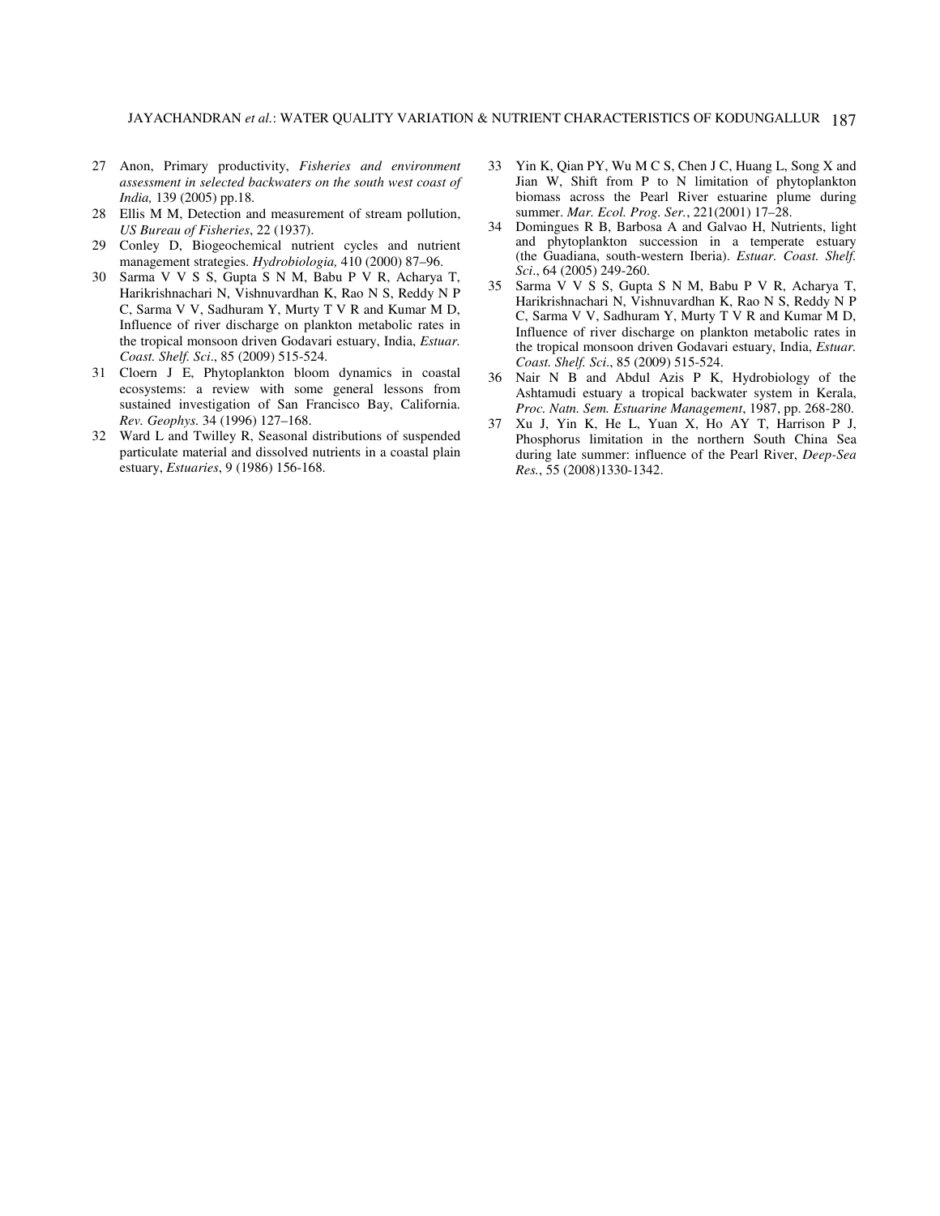27 Anon, Primary productivity, *Fisheries and environment assessment in selected backwaters on the south west coast of India,* 139 (2005) pp.18.

28 Ellis M M, Detection and measurement of stream pollution, *US Bureau of Fisheries*, 22 (1937).

29 Conley D, Biogeochemical nutrient cycles and nutrient management strategies. *Hydrobiologia,* 410 (2000) 87–96.

30 Sarma V V S S, Gupta S N M, Babu P V R, Acharya T, Harikrishnachari N, Vishnuvardhan K, Rao N S, Reddy N P C, Sarma V V, Sadhuram Y, Murty T V R and Kumar M D, Influence of river discharge on plankton metabolic rates in the tropical monsoon driven Godavari estuary, India, *Estuar. Coast. Shelf. Sci*., 85 (2009) 515-524.

31 Cloern J E, Phytoplankton bloom dynamics in coastal ecosystems: a review with some general lessons from sustained investigation of San Francisco Bay, California. *Rev. Geophys.* 34 (1996) 127–168.

32 Ward L and Twilley R, Seasonal distributions of suspended particulate material and dissolved nutrients in a coastal plain estuary, *Estuaries*, 9 (1986) 156-168.

33 Yin K, Qian PY, Wu M C S, Chen J C, Huang L, Song X and Jian W, Shift from P to N limitation of phytoplankton biomass across the Pearl River estuarine plume during summer. *Mar. Ecol. Prog. Ser.*, 221(2001) 17–28.

34 Domingues R B, Barbosa A and Galvao H, Nutrients, light and phytoplankton succession in a temperate estuary (the Guadiana, south-western Iberia). *Estuar. Coast. Shelf. Sci*., 64 (2005) 249-260.

35 Sarma V V S S, Gupta S N M, Babu P V R, Acharya T, Harikrishnachari N, Vishnuvardhan K, Rao N S, Reddy N P C, Sarma V V, Sadhuram Y, Murty T V R and Kumar M D, Influence of river discharge on plankton metabolic rates in the tropical monsoon driven Godavari estuary, India, *Estuar. Coast. Shelf. Sci*., 85 (2009) 515-524.

36 Nair N B and Abdul Azis P K, Hydrobiology of the Ashtamudi estuary a tropical backwater system in Kerala, *Proc. Natn. Sem. Estuarine Management*, 1987, pp. 268-280.

37 Xu J, Yin K, He L, Yuan X, Ho AY T, Harrison P J, Phosphorus limitation in the northern South China Sea during late summer: influence of the Pearl River, *Deep-Sea Res.*, 55 (2008)1330-1342.